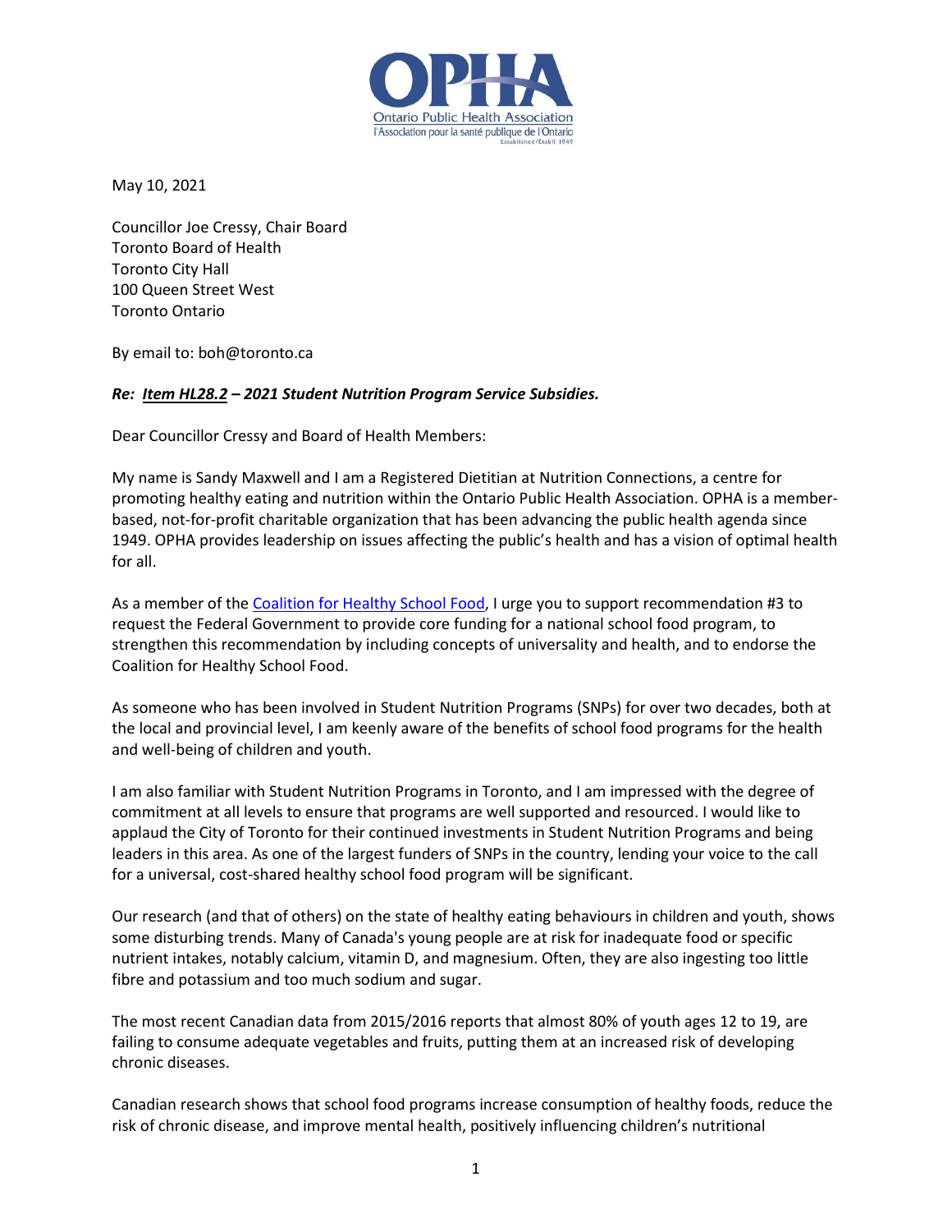**OPHA**
Ontario Public Health Association
l'Association pour la santé publique de l'Ontario
Established/Établi 1949

May 10, 2021

Councillor Joe Cressy, Chair Board
Toronto Board of Health
Toronto City Hall
100 Queen Street West
Toronto Ontario

By email to: boh@toronto.ca

***Re: Item HL28.2 – 2021 Student Nutrition Program Service Subsidies.***

Dear Councillor Cressy and Board of Health Members:

My name is Sandy Maxwell and I am a Registered Dietitian at Nutrition Connections, a centre for promoting healthy eating and nutrition within the Ontario Public Health Association. OPHA is a member-based, not-for-profit charitable organization that has been advancing the public health agenda since 1949. OPHA provides leadership on issues affecting the public's health and has a vision of optimal health for all.

As a member of the Coalition for Healthy School Food, I urge you to support recommendation #3 to request the Federal Government to provide core funding for a national school food program, to strengthen this recommendation by including concepts of universality and health, and to endorse the Coalition for Healthy School Food.

As someone who has been involved in Student Nutrition Programs (SNPs) for over two decades, both at the local and provincial level, I am keenly aware of the benefits of school food programs for the health and well-being of children and youth.

I am also familiar with Student Nutrition Programs in Toronto, and I am impressed with the degree of commitment at all levels to ensure that programs are well supported and resourced. I would like to applaud the City of Toronto for their continued investments in Student Nutrition Programs and being leaders in this area. As one of the largest funders of SNPs in the country, lending your voice to the call for a universal, cost-shared healthy school food program will be significant.

Our research (and that of others) on the state of healthy eating behaviours in children and youth, shows some disturbing trends. Many of Canada's young people are at risk for inadequate food or specific nutrient intakes, notably calcium, vitamin D, and magnesium. Often, they are also ingesting too little fibre and potassium and too much sodium and sugar.

The most recent Canadian data from 2015/2016 reports that almost 80% of youth ages 12 to 19, are failing to consume adequate vegetables and fruits, putting them at an increased risk of developing chronic diseases.

Canadian research shows that school food programs increase consumption of healthy foods, reduce the risk of chronic disease, and improve mental health, positively influencing children's nutritional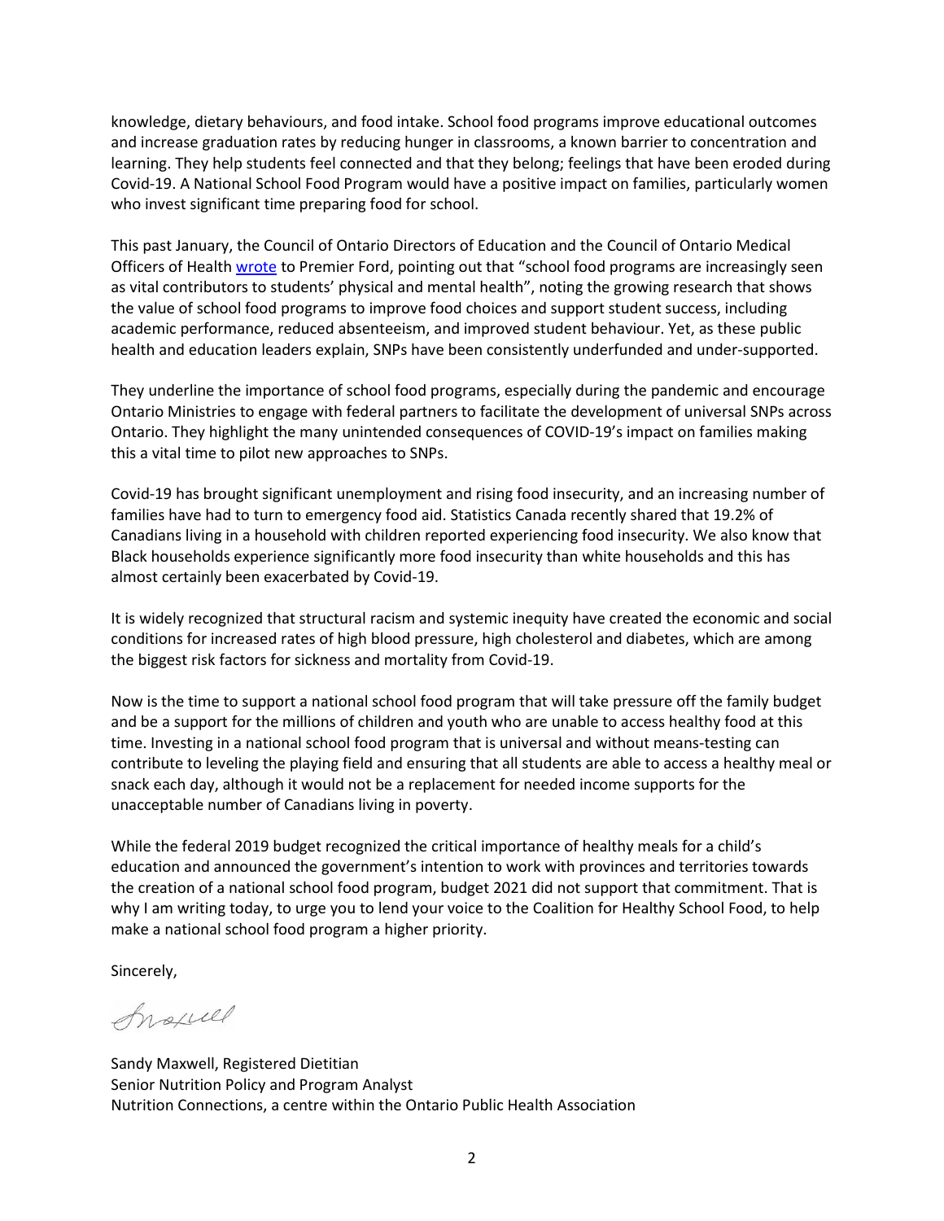knowledge, dietary behaviours, and food intake. School food programs improve educational outcomes and increase graduation rates by reducing hunger in classrooms, a known barrier to concentration and learning. They help students feel connected and that they belong; feelings that have been eroded during Covid-19. A National School Food Program would have a positive impact on families, particularly women who invest significant time preparing food for school.

This past January, the Council of Ontario Directors of Education and the Council of Ontario Medical Officers of Health wrote to Premier Ford, pointing out that "school food programs are increasingly seen as vital contributors to students' physical and mental health", noting the growing research that shows the value of school food programs to improve food choices and support student success, including academic performance, reduced absenteeism, and improved student behaviour. Yet, as these public health and education leaders explain, SNPs have been consistently underfunded and under-supported.

They underline the importance of school food programs, especially during the pandemic and encourage Ontario Ministries to engage with federal partners to facilitate the development of universal SNPs across Ontario. They highlight the many unintended consequences of COVID-19's impact on families making this a vital time to pilot new approaches to SNPs.

Covid-19 has brought significant unemployment and rising food insecurity, and an increasing number of families have had to turn to emergency food aid. Statistics Canada recently shared that 19.2% of Canadians living in a household with children reported experiencing food insecurity. We also know that Black households experience significantly more food insecurity than white households and this has almost certainly been exacerbated by Covid-19.

It is widely recognized that structural racism and systemic inequity have created the economic and social conditions for increased rates of high blood pressure, high cholesterol and diabetes, which are among the biggest risk factors for sickness and mortality from Covid-19.

Now is the time to support a national school food program that will take pressure off the family budget and be a support for the millions of children and youth who are unable to access healthy food at this time. Investing in a national school food program that is universal and without means-testing can contribute to leveling the playing field and ensuring that all students are able to access a healthy meal or snack each day, although it would not be a replacement for needed income supports for the unacceptable number of Canadians living in poverty.

While the federal 2019 budget recognized the critical importance of healthy meals for a child's education and announced the government's intention to work with provinces and territories towards the creation of a national school food program, budget 2021 did not support that commitment. That is why I am writing today, to urge you to lend your voice to the Coalition for Healthy School Food, to help make a national school food program a higher priority.

Sincerely,

Sandy Maxwell, Registered Dietitian
Senior Nutrition Policy and Program Analyst
Nutrition Connections, a centre within the Ontario Public Health Association